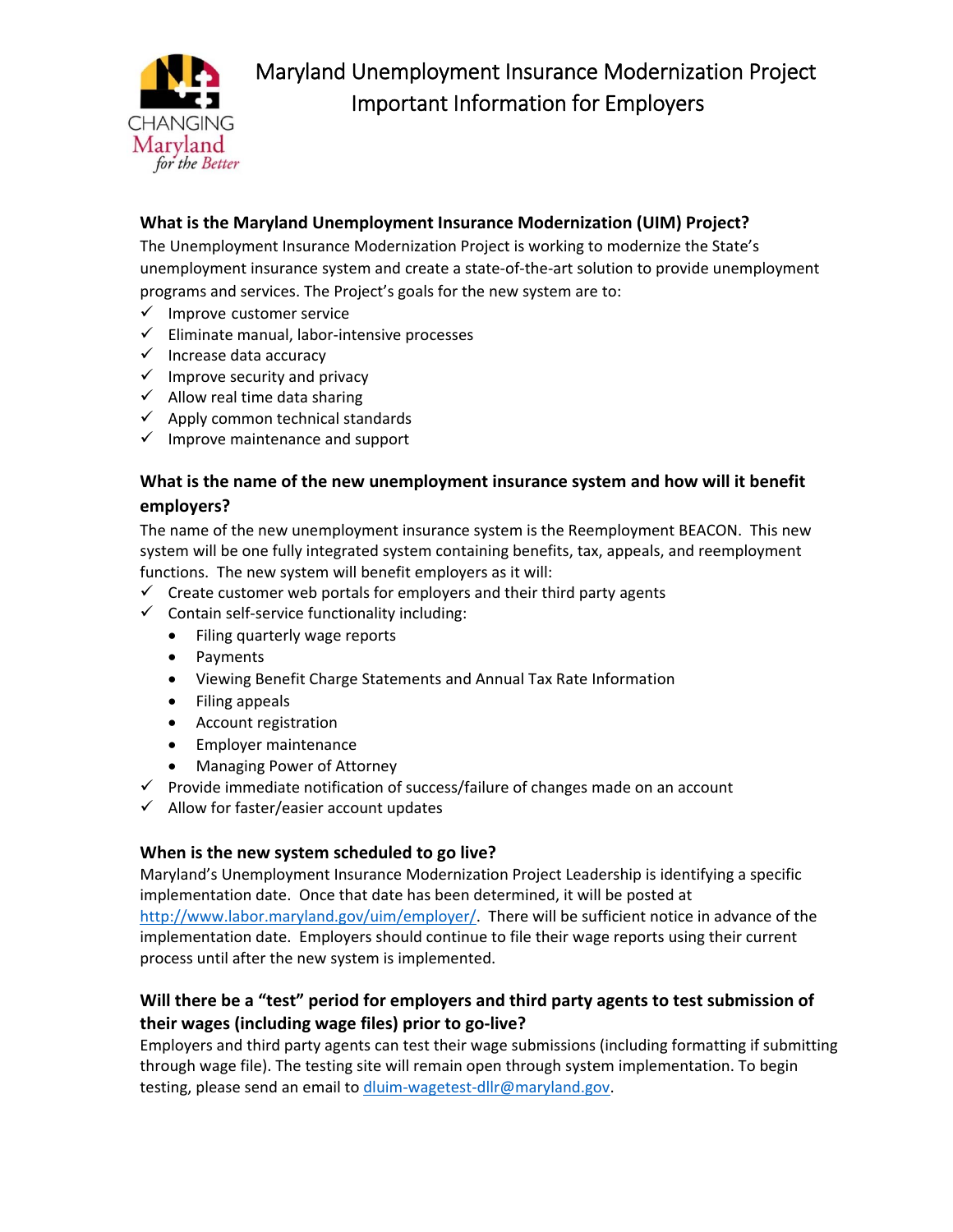# Maryland Unemployment Insurance Modernization Project
## Important Information for Employers

### What is the Maryland Unemployment Insurance Modernization (UIM) Project?

The Unemployment Insurance Modernization Project is working to modernize the State's unemployment insurance system and create a state-of-the-art solution to provide unemployment programs and services. The Project's goals for the new system are to:

- ✓ Improve customer service
- ✓ Eliminate manual, labor-intensive processes
- ✓ Increase data accuracy
- ✓ Improve security and privacy
- ✓ Allow real time data sharing
- ✓ Apply common technical standards
- ✓ Improve maintenance and support

### What is the name of the new unemployment insurance system and how will it benefit employers?

The name of the new unemployment insurance system is the Reemployment BEACON. This new system will be one fully integrated system containing benefits, tax, appeals, and reemployment functions. The new system will benefit employers as it will:

- ✓ Create customer web portals for employers and their third party agents
- ✓ Contain self-service functionality including:
  - Filing quarterly wage reports
  - Payments
  - Viewing Benefit Charge Statements and Annual Tax Rate Information
  - Filing appeals
  - Account registration
  - Employer maintenance
  - Managing Power of Attorney
- ✓ Provide immediate notification of success/failure of changes made on an account
- ✓ Allow for faster/easier account updates

### When is the new system scheduled to go live?

Maryland's Unemployment Insurance Modernization Project Leadership is identifying a specific implementation date. Once that date has been determined, it will be posted at http://www.labor.maryland.gov/uim/employer/. There will be sufficient notice in advance of the implementation date. Employers should continue to file their wage reports using their current process until after the new system is implemented.

### Will there be a "test" period for employers and third party agents to test submission of their wages (including wage files) prior to go-live?

Employers and third party agents can test their wage submissions (including formatting if submitting through wage file). The testing site will remain open through system implementation. To begin testing, please send an email to dluim-wagetest-dllr@maryland.gov.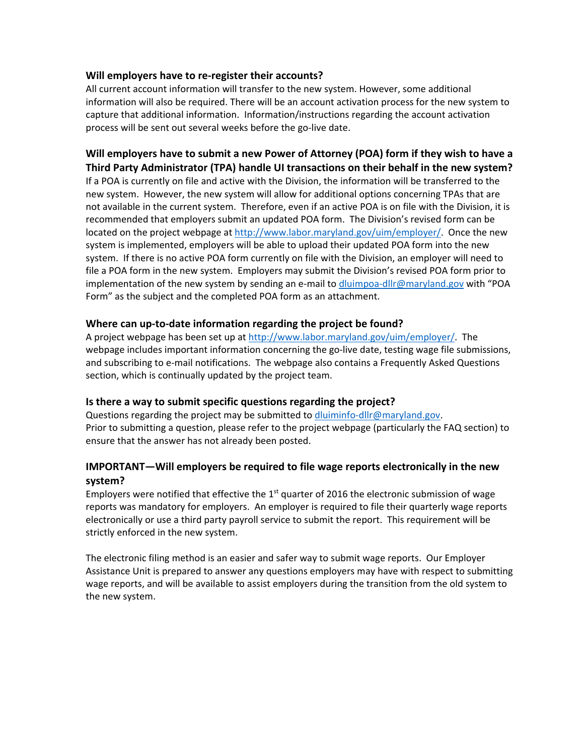### Will employers have to re-register their accounts?

All current account information will transfer to the new system. However, some additional information will also be required. There will be an account activation process for the new system to capture that additional information. Information/instructions regarding the account activation process will be sent out several weeks before the go-live date.

### Will employers have to submit a new Power of Attorney (POA) form if they wish to have a Third Party Administrator (TPA) handle UI transactions on their behalf in the new system?

If a POA is currently on file and active with the Division, the information will be transferred to the new system. However, the new system will allow for additional options concerning TPAs that are not available in the current system. Therefore, even if an active POA is on file with the Division, it is recommended that employers submit an updated POA form. The Division's revised form can be located on the project webpage at http://www.labor.maryland.gov/uim/employer/. Once the new system is implemented, employers will be able to upload their updated POA form into the new system. If there is no active POA form currently on file with the Division, an employer will need to file a POA form in the new system. Employers may submit the Division's revised POA form prior to implementation of the new system by sending an e-mail to dluimpoa-dllr@maryland.gov with "POA Form" as the subject and the completed POA form as an attachment.

### Where can up-to-date information regarding the project be found?

A project webpage has been set up at http://www.labor.maryland.gov/uim/employer/. The webpage includes important information concerning the go-live date, testing wage file submissions, and subscribing to e-mail notifications. The webpage also contains a Frequently Asked Questions section, which is continually updated by the project team.

### Is there a way to submit specific questions regarding the project?

Questions regarding the project may be submitted to dluiminfo-dllr@maryland.gov.
Prior to submitting a question, please refer to the project webpage (particularly the FAQ section) to ensure that the answer has not already been posted.

### IMPORTANT—Will employers be required to file wage reports electronically in the new system?

Employers were notified that effective the 1st quarter of 2016 the electronic submission of wage reports was mandatory for employers. An employer is required to file their quarterly wage reports electronically or use a third party payroll service to submit the report. This requirement will be strictly enforced in the new system.

The electronic filing method is an easier and safer way to submit wage reports. Our Employer Assistance Unit is prepared to answer any questions employers may have with respect to submitting wage reports, and will be available to assist employers during the transition from the old system to the new system.